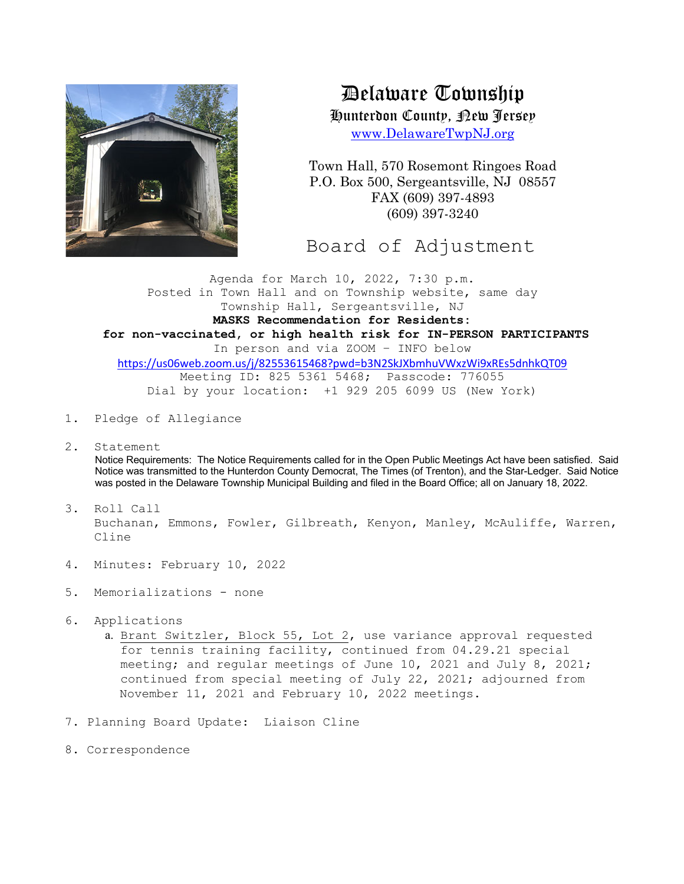# Delaware Township

## Hunterdon County, New Jersey

[www.DelawareTwpNJ.org](http://www.DelawareTwpNJ.org)

Town Hall, 570 Rosemont Ringoes Road
P.O. Box 500, Sergeantsville, NJ 08557
FAX (609) 397-4893
(609) 397-3240

## Board of Adjustment

Agenda for March 10, 2022, 7:30 p.m.
Posted in Town Hall and on Township website, same day
Township Hall, Sergeantsville, NJ
**MASKS Recommendation for Residents:**
**for non-vaccinated, or high health risk for IN-PERSON PARTICIPANTS**
In person and via ZOOM – INFO below
https://us06web.zoom.us/j/82553615468?pwd=b3N2SkJXbmhuVWxzWi9xREs5dnhkQT09
Meeting ID: 825 5361 5468; Passcode: 776055
Dial by your location: +1 929 205 6099 US (New York)

1. Pledge of Allegiance

2. Statement
   Notice Requirements: The Notice Requirements called for in the Open Public Meetings Act have been satisfied. Said Notice was transmitted to the Hunterdon County Democrat, The Times (of Trenton), and the Star-Ledger. Said Notice was posted in the Delaware Township Municipal Building and filed in the Board Office; all on January 18, 2022.

3. Roll Call
   Buchanan, Emmons, Fowler, Gilbreath, Kenyon, Manley, McAuliffe, Warren, Cline

4. Minutes: February 10, 2022

5. Memorializations - none

6. Applications
   a. Brant Switzler, Block 55, Lot 2, use variance approval requested for tennis training facility, continued from 04.29.21 special meeting; and regular meetings of June 10, 2021 and July 8, 2021; continued from special meeting of July 22, 2021; adjourned from November 11, 2021 and February 10, 2022 meetings.

7. Planning Board Update: Liaison Cline

8. Correspondence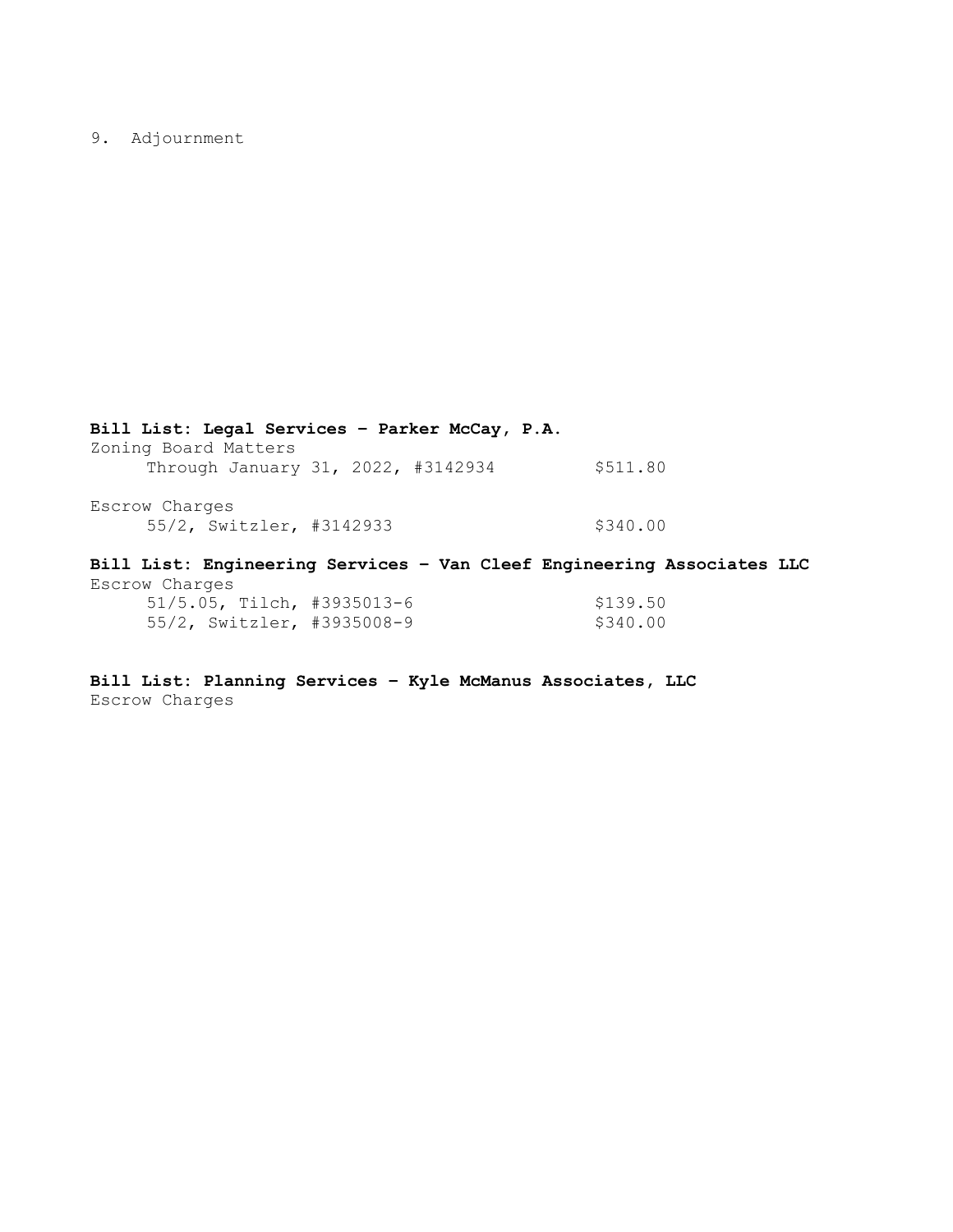9. Adjournment

**Bill List: Legal Services – Parker McCay, P.A.**

Zoning Board Matters

| | |
|---|---|
| Through January 31, 2022, #3142934 | $511.80 |

Escrow Charges

| | |
|---|---|
| 55/2, Switzler, #3142933 | $340.00 |

**Bill List: Engineering Services – Van Cleef Engineering Associates LLC**

Escrow Charges

| | |
|---|---|
| 51/5.05, Tilch, #3935013-6 | $139.50 |
| 55/2, Switzler, #3935008-9 | $340.00 |

**Bill List: Planning Services – Kyle McManus Associates, LLC**

Escrow Charges